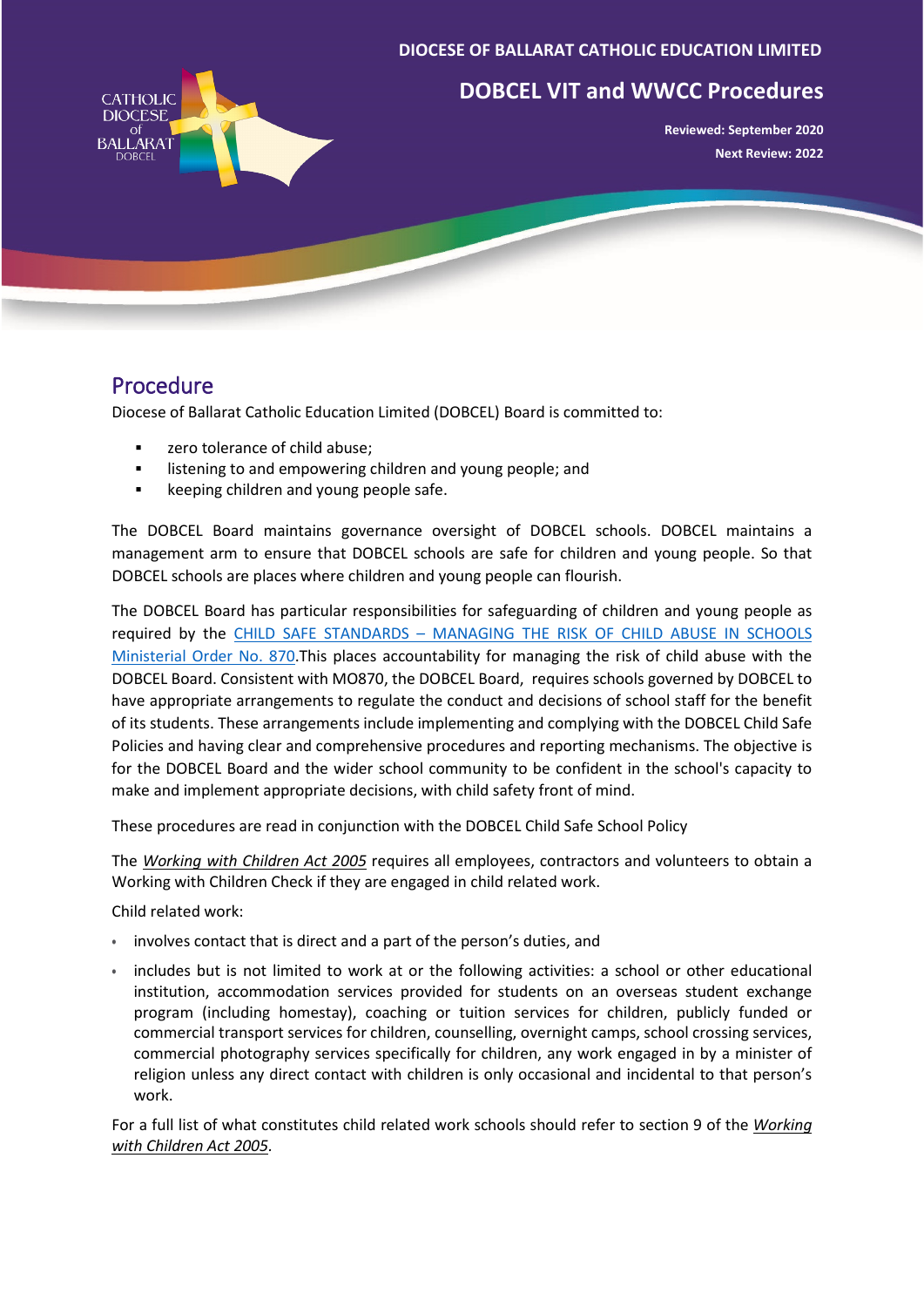DIOCESE OF BALLARAT CATHOLIC EDUCATION LIMITED

# DOBCEL VIT and WWCC Procedures

**Reviewed: September 2020**

**Next Review: 2022**

## Procedure

Diocese of Ballarat Catholic Education Limited (DOBCEL) Board is committed to:

- zero tolerance of child abuse;
- listening to and empowering children and young people; and
- keeping children and young people safe.

The DOBCEL Board maintains governance oversight of DOBCEL schools. DOBCEL maintains a management arm to ensure that DOBCEL schools are safe for children and young people. So that DOBCEL schools are places where children and young people can flourish.

The DOBCEL Board has particular responsibilities for safeguarding of children and young people as required by the CHILD SAFE STANDARDS – MANAGING THE RISK OF CHILD ABUSE IN SCHOOLS Ministerial Order No. 870.This places accountability for managing the risk of child abuse with the DOBCEL Board. Consistent with MO870, the DOBCEL Board, requires schools governed by DOBCEL to have appropriate arrangements to regulate the conduct and decisions of school staff for the benefit of its students. These arrangements include implementing and complying with the DOBCEL Child Safe Policies and having clear and comprehensive procedures and reporting mechanisms. The objective is for the DOBCEL Board and the wider school community to be confident in the school's capacity to make and implement appropriate decisions, with child safety front of mind.

These procedures are read in conjunction with the DOBCEL Child Safe School Policy

The *Working with Children Act 2005* requires all employees, contractors and volunteers to obtain a Working with Children Check if they are engaged in child related work.

Child related work:

- involves contact that is direct and a part of the person's duties, and
- includes but is not limited to work at or the following activities: a school or other educational institution, accommodation services provided for students on an overseas student exchange program (including homestay), coaching or tuition services for children, publicly funded or commercial transport services for children, counselling, overnight camps, school crossing services, commercial photography services specifically for children, any work engaged in by a minister of religion unless any direct contact with children is only occasional and incidental to that person's work.

For a full list of what constitutes child related work schools should refer to section 9 of the *Working with Children Act 2005*.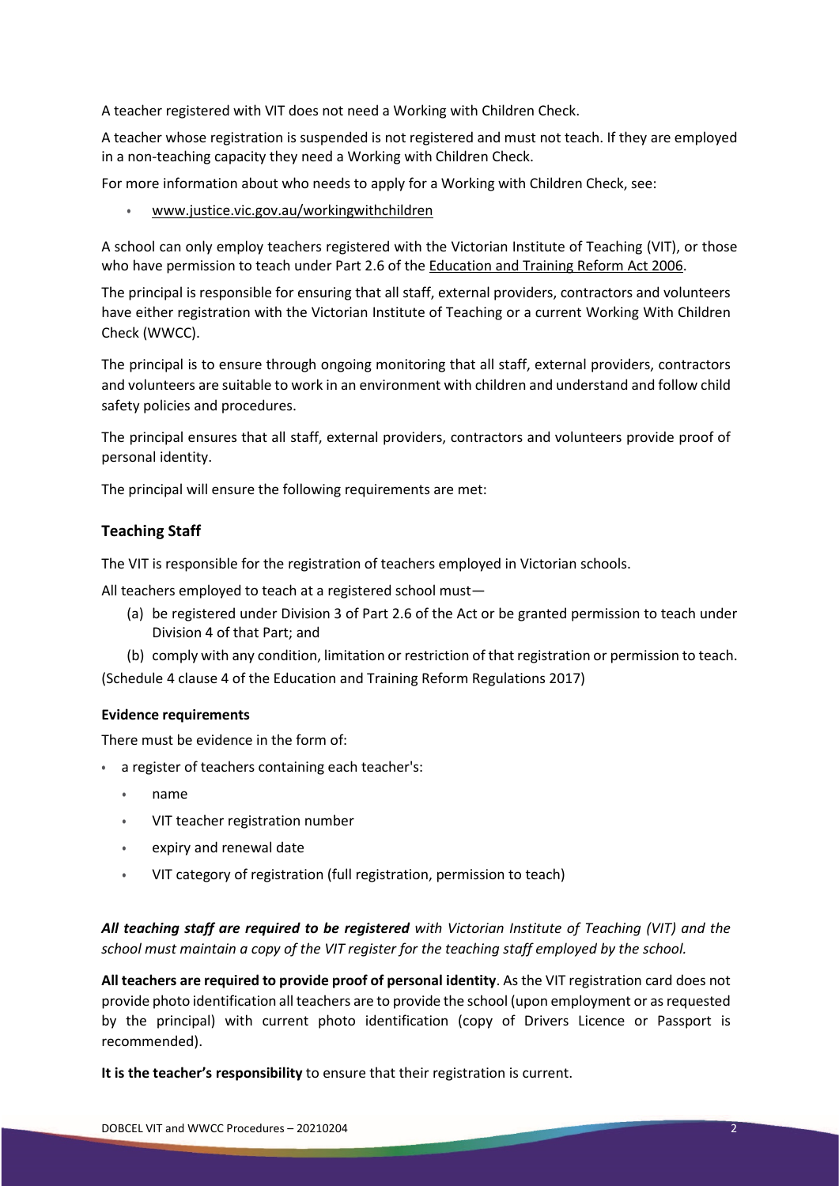A teacher registered with VIT does not need a Working with Children Check.

A teacher whose registration is suspended is not registered and must not teach. If they are employed in a non-teaching capacity they need a Working with Children Check.

For more information about who needs to apply for a Working with Children Check, see:

- www.justice.vic.gov.au/workingwithchildren

A school can only employ teachers registered with the Victorian Institute of Teaching (VIT), or those who have permission to teach under Part 2.6 of the Education and Training Reform Act 2006.

The principal is responsible for ensuring that all staff, external providers, contractors and volunteers have either registration with the Victorian Institute of Teaching or a current Working With Children Check (WWCC).

The principal is to ensure through ongoing monitoring that all staff, external providers, contractors and volunteers are suitable to work in an environment with children and understand and follow child safety policies and procedures.

The principal ensures that all staff, external providers, contractors and volunteers provide proof of personal identity.

The principal will ensure the following requirements are met:

## Teaching Staff

The VIT is responsible for the registration of teachers employed in Victorian schools.

All teachers employed to teach at a registered school must—

(a) be registered under Division 3 of Part 2.6 of the Act or be granted permission to teach under Division 4 of that Part; and

(b) comply with any condition, limitation or restriction of that registration or permission to teach.

(Schedule 4 clause 4 of the Education and Training Reform Regulations 2017)

### Evidence requirements

There must be evidence in the form of:

- a register of teachers containing each teacher's:
  - name
  - VIT teacher registration number
  - expiry and renewal date
  - VIT category of registration (full registration, permission to teach)

***All teaching staff are required to be registered*** *with Victorian Institute of Teaching (VIT) and the school must maintain a copy of the VIT register for the teaching staff employed by the school.*

**All teachers are required to provide proof of personal identity**. As the VIT registration card does not provide photo identification all teachers are to provide the school (upon employment or as requested by the principal) with current photo identification (copy of Drivers Licence or Passport is recommended).

**It is the teacher's responsibility** to ensure that their registration is current.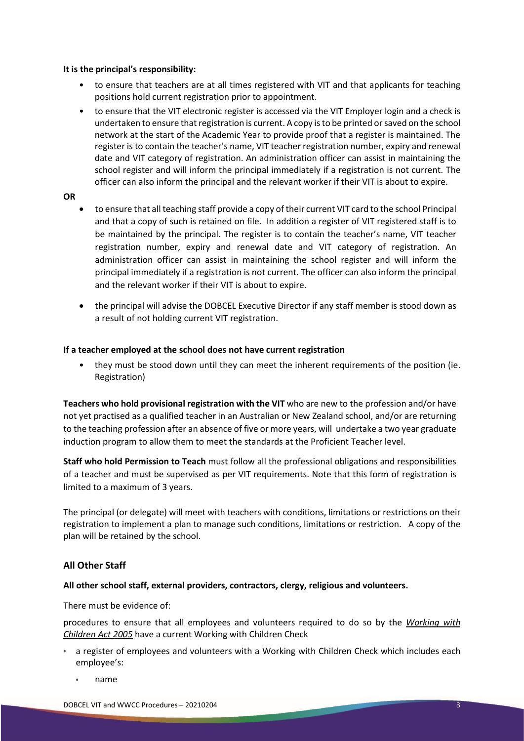**It is the principal's responsibility:**

- to ensure that teachers are at all times registered with VIT and that applicants for teaching positions hold current registration prior to appointment.
- to ensure that the VIT electronic register is accessed via the VIT Employer login and a check is undertaken to ensure that registration is current. A copy is to be printed or saved on the school network at the start of the Academic Year to provide proof that a register is maintained. The register is to contain the teacher's name, VIT teacher registration number, expiry and renewal date and VIT category of registration. An administration officer can assist in maintaining the school register and will inform the principal immediately if a registration is not current. The officer can also inform the principal and the relevant worker if their VIT is about to expire.

**OR**

- to ensure that all teaching staff provide a copy of their current VIT card to the school Principal and that a copy of such is retained on file. In addition a register of VIT registered staff is to be maintained by the principal. The register is to contain the teacher's name, VIT teacher registration number, expiry and renewal date and VIT category of registration. An administration officer can assist in maintaining the school register and will inform the principal immediately if a registration is not current. The officer can also inform the principal and the relevant worker if their VIT is about to expire.
- the principal will advise the DOBCEL Executive Director if any staff member is stood down as a result of not holding current VIT registration.

**If a teacher employed at the school does not have current registration**

- they must be stood down until they can meet the inherent requirements of the position (ie. Registration)

**Teachers who hold provisional registration with the VIT** who are new to the profession and/or have not yet practised as a qualified teacher in an Australian or New Zealand school, and/or are returning to the teaching profession after an absence of five or more years, will undertake a two year graduate induction program to allow them to meet the standards at the Proficient Teacher level.

**Staff who hold Permission to Teach** must follow all the professional obligations and responsibilities of a teacher and must be supervised as per VIT requirements. Note that this form of registration is limited to a maximum of 3 years.

The principal (or delegate) will meet with teachers with conditions, limitations or restrictions on their registration to implement a plan to manage such conditions, limitations or restriction. A copy of the plan will be retained by the school.

## All Other Staff

**All other school staff, external providers, contractors, clergy, religious and volunteers.**

There must be evidence of:

procedures to ensure that all employees and volunteers required to do so by the *Working with Children Act 2005* have a current Working with Children Check

- a register of employees and volunteers with a Working with Children Check which includes each employee's:
  - name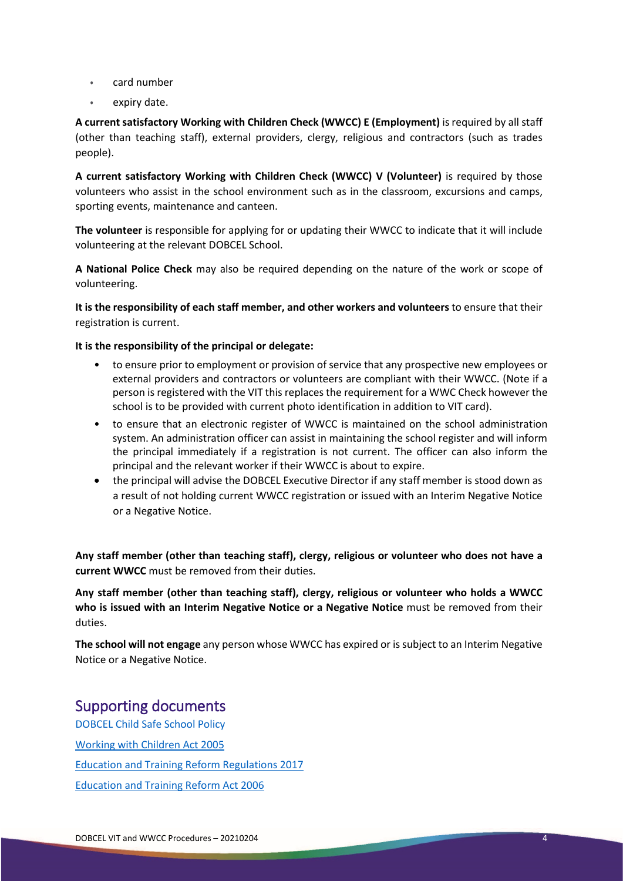- card number
- expiry date.

**A current satisfactory Working with Children Check (WWCC) E (Employment)** is required by all staff (other than teaching staff), external providers, clergy, religious and contractors (such as trades people).

**A current satisfactory Working with Children Check (WWCC) V (Volunteer)** is required by those volunteers who assist in the school environment such as in the classroom, excursions and camps, sporting events, maintenance and canteen.

**The volunteer** is responsible for applying for or updating their WWCC to indicate that it will include volunteering at the relevant DOBCEL School.

**A National Police Check** may also be required depending on the nature of the work or scope of volunteering.

**It is the responsibility of each staff member, and other workers and volunteers** to ensure that their registration is current.

**It is the responsibility of the principal or delegate:**

- to ensure prior to employment or provision of service that any prospective new employees or external providers and contractors or volunteers are compliant with their WWCC. (Note if a person is registered with the VIT this replaces the requirement for a WWC Check however the school is to be provided with current photo identification in addition to VIT card).
- to ensure that an electronic register of WWCC is maintained on the school administration system. An administration officer can assist in maintaining the school register and will inform the principal immediately if a registration is not current. The officer can also inform the principal and the relevant worker if their WWCC is about to expire.
- the principal will advise the DOBCEL Executive Director if any staff member is stood down as a result of not holding current WWCC registration or issued with an Interim Negative Notice or a Negative Notice.

**Any staff member (other than teaching staff), clergy, religious or volunteer who does not have a current WWCC** must be removed from their duties.

**Any staff member (other than teaching staff), clergy, religious or volunteer who holds a WWCC who is issued with an Interim Negative Notice or a Negative Notice** must be removed from their duties.

**The school will not engage** any person whose WWCC has expired or is subject to an Interim Negative Notice or a Negative Notice.

## Supporting documents

DOBCEL Child Safe School Policy

Working with Children Act 2005

Education and Training Reform Regulations 2017

Education and Training Reform Act 2006